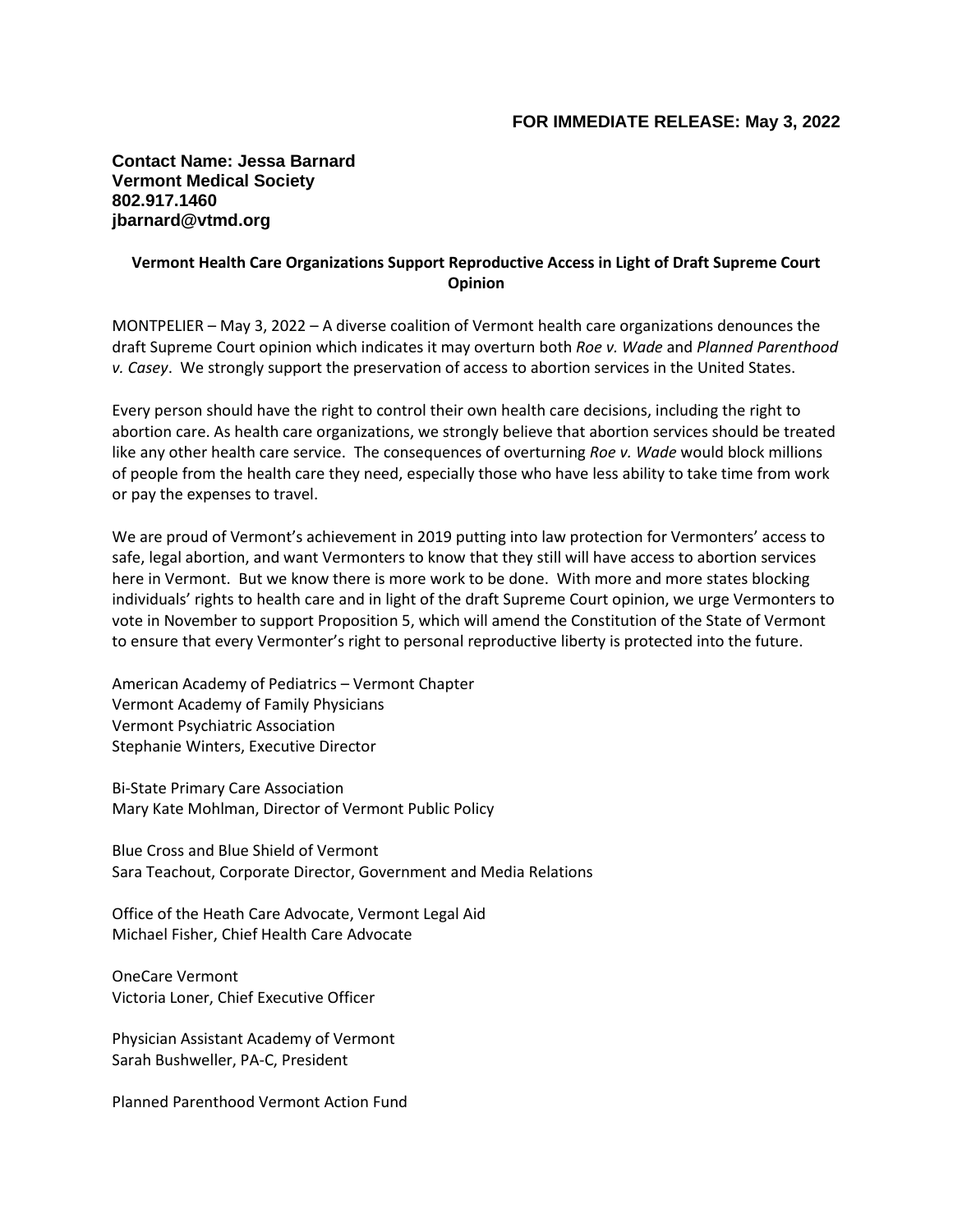**FOR IMMEDIATE RELEASE: May 3, 2022**

**Contact Name: Jessa Barnard**
**Vermont Medical Society**
**802.917.1460**
**jbarnard@vtmd.org**

**Vermont Health Care Organizations Support Reproductive Access in Light of Draft Supreme Court Opinion**

MONTPELIER – May 3, 2022 – A diverse coalition of Vermont health care organizations denounces the draft Supreme Court opinion which indicates it may overturn both *Roe v. Wade* and *Planned Parenthood v. Casey*. We strongly support the preservation of access to abortion services in the United States.

Every person should have the right to control their own health care decisions, including the right to abortion care. As health care organizations, we strongly believe that abortion services should be treated like any other health care service. The consequences of overturning *Roe v. Wade* would block millions of people from the health care they need, especially those who have less ability to take time from work or pay the expenses to travel.

We are proud of Vermont's achievement in 2019 putting into law protection for Vermonters' access to safe, legal abortion, and want Vermonters to know that they still will have access to abortion services here in Vermont. But we know there is more work to be done. With more and more states blocking individuals' rights to health care and in light of the draft Supreme Court opinion, we urge Vermonters to vote in November to support Proposition 5, which will amend the Constitution of the State of Vermont to ensure that every Vermonter's right to personal reproductive liberty is protected into the future.

American Academy of Pediatrics – Vermont Chapter
Vermont Academy of Family Physicians
Vermont Psychiatric Association
Stephanie Winters, Executive Director

Bi-State Primary Care Association
Mary Kate Mohlman, Director of Vermont Public Policy

Blue Cross and Blue Shield of Vermont
Sara Teachout, Corporate Director, Government and Media Relations

Office of the Heath Care Advocate, Vermont Legal Aid
Michael Fisher, Chief Health Care Advocate

OneCare Vermont
Victoria Loner, Chief Executive Officer

Physician Assistant Academy of Vermont
Sarah Bushweller, PA-C, President

Planned Parenthood Vermont Action Fund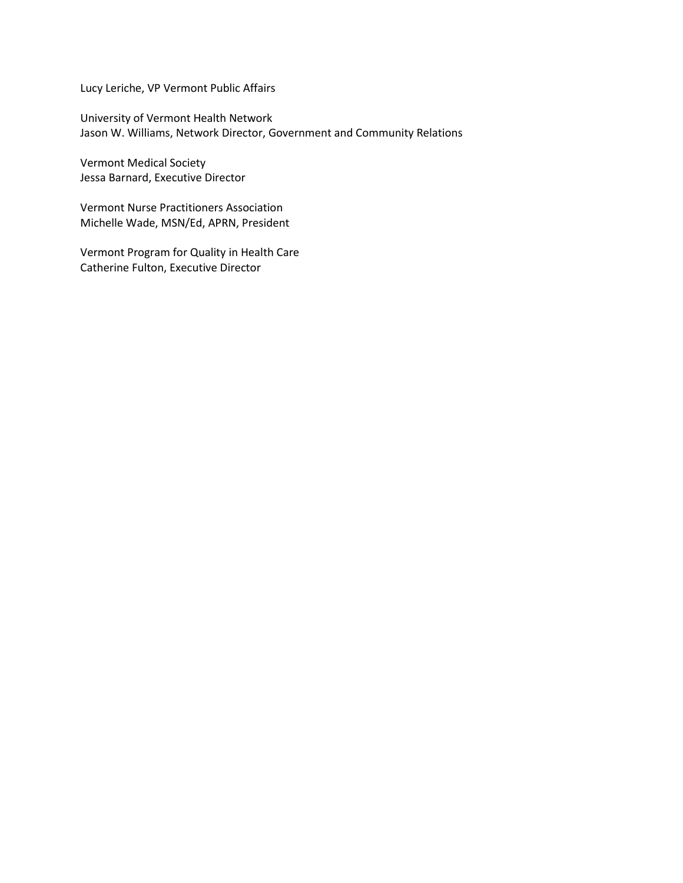Lucy Leriche, VP Vermont Public Affairs

University of Vermont Health Network
Jason W. Williams, Network Director, Government and Community Relations

Vermont Medical Society
Jessa Barnard, Executive Director

Vermont Nurse Practitioners Association
Michelle Wade, MSN/Ed, APRN, President

Vermont Program for Quality in Health Care
Catherine Fulton, Executive Director